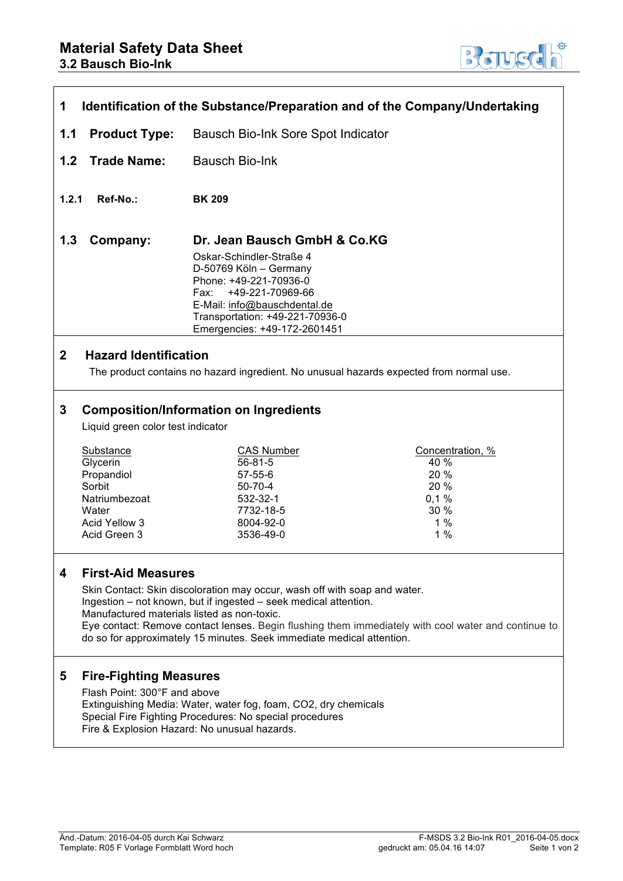# Material Safety Data Sheet

## 3.2 Bausch Bio-Ink

## 1 Identification of the Substance/Preparation and of the Company/Undertaking

**1.1 Product Type:** Bausch Bio-Ink Sore Spot Indicator

**1.2 Trade Name:** Bausch Bio-Ink

**1.2.1 Ref-No.:** **BK 209**

**1.3 Company:** **Dr. Jean Bausch GmbH & Co.KG**

Oskar-Schindler-Straße 4
D-50769 Köln – Germany
Phone: +49-221-70936-0
Fax: +49-221-70969-66
E-Mail: info@bauschdental.de
Transportation: +49-221-70936-0
Emergencies: +49-172-2601451

## 2 Hazard Identification

The product contains no hazard ingredient. No unusual hazards expected from normal use.

## 3 Composition/Information on Ingredients

Liquid green color test indicator

| Substance | CAS Number | Concentration, % |
|---|---|---|
| Glycerin | 56-81-5 | 40 % |
| Propandiol | 57-55-6 | 20 % |
| Sorbit | 50-70-4 | 20 % |
| Natriumbezoat | 532-32-1 | 0,1 % |
| Water | 7732-18-5 | 30 % |
| Acid Yellow 3 | 8004-92-0 | 1 % |
| Acid Green 3 | 3536-49-0 | 1 % |

## 4 First-Aid Measures

Skin Contact: Skin discoloration may occur, wash off with soap and water.
Ingestion – not known, but if ingested – seek medical attention.
Manufactured materials listed as non-toxic.
Eye contact: Remove contact lenses. Begin flushing them immediately with cool water and continue to do so for approximately 15 minutes. Seek immediate medical attention.

## 5 Fire-Fighting Measures

Flash Point: 300°F and above
Extinguishing Media: Water, water fog, foam, CO2, dry chemicals
Special Fire Fighting Procedures: No special procedures
Fire & Explosion Hazard: No unusual hazards.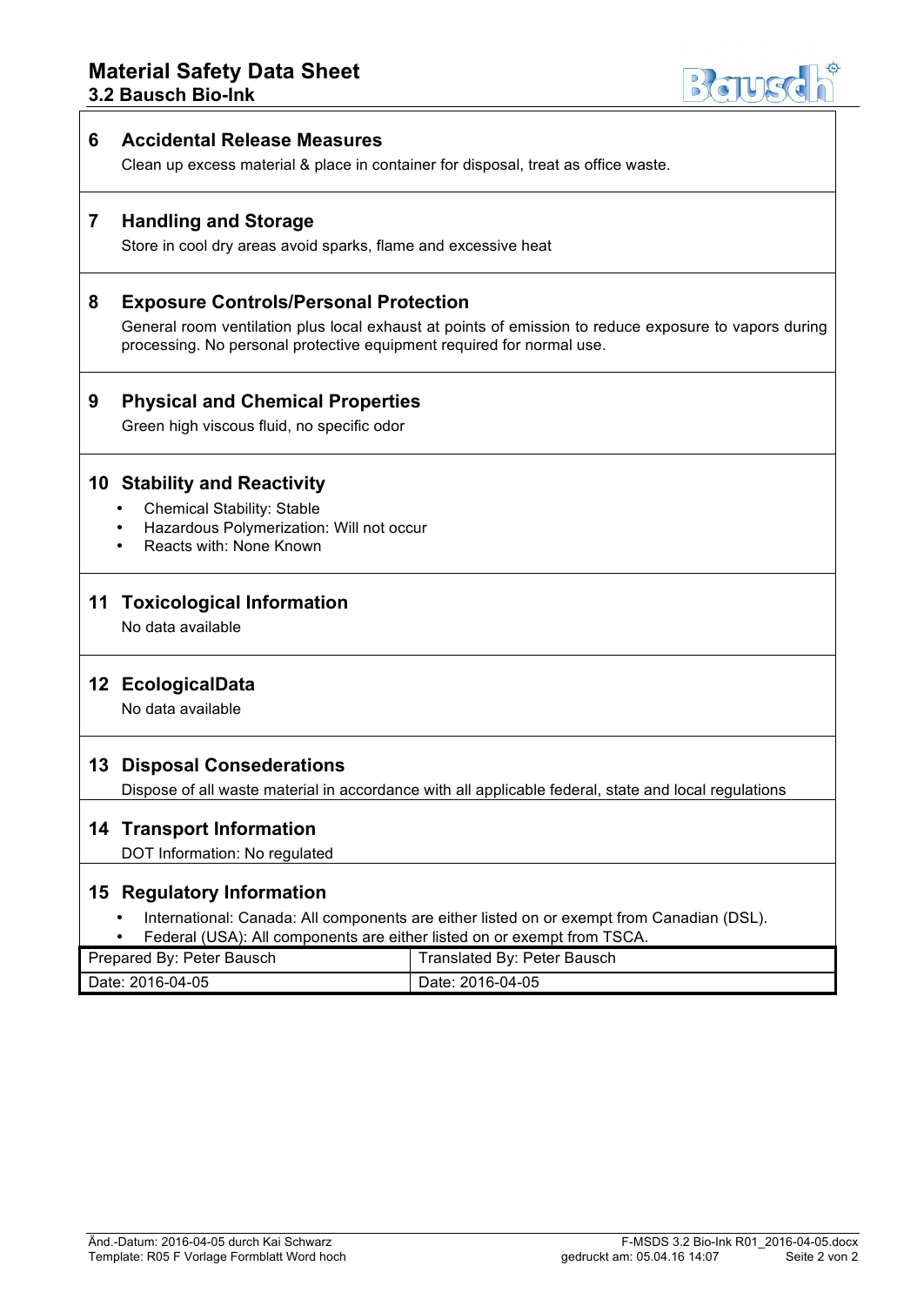## 6 Accidental Release Measures

Clean up excess material & place in container for disposal, treat as office waste.

## 7 Handling and Storage

Store in cool dry areas avoid sparks, flame and excessive heat

## 8 Exposure Controls/Personal Protection

General room ventilation plus local exhaust at points of emission to reduce exposure to vapors during processing. No personal protective equipment required for normal use.

## 9 Physical and Chemical Properties

Green high viscous fluid, no specific odor

## 10 Stability and Reactivity

- Chemical Stability: Stable
- Hazardous Polymerization: Will not occur
- Reacts with: None Known

## 11 Toxicological Information

No data available

## 12 EcologicalData

No data available

## 13 Disposal Consederations

Dispose of all waste material in accordance with all applicable federal, state and local regulations

## 14 Transport Information

DOT Information: No regulated

## 15 Regulatory Information

- International: Canada: All components are either listed on or exempt from Canadian (DSL).
- Federal (USA): All components are either listed on or exempt from TSCA.

| | |
|---|---|
| Prepared By: Peter Bausch | Translated By: Peter Bausch |
| Date: 2016-04-05 | Date: 2016-04-05 |